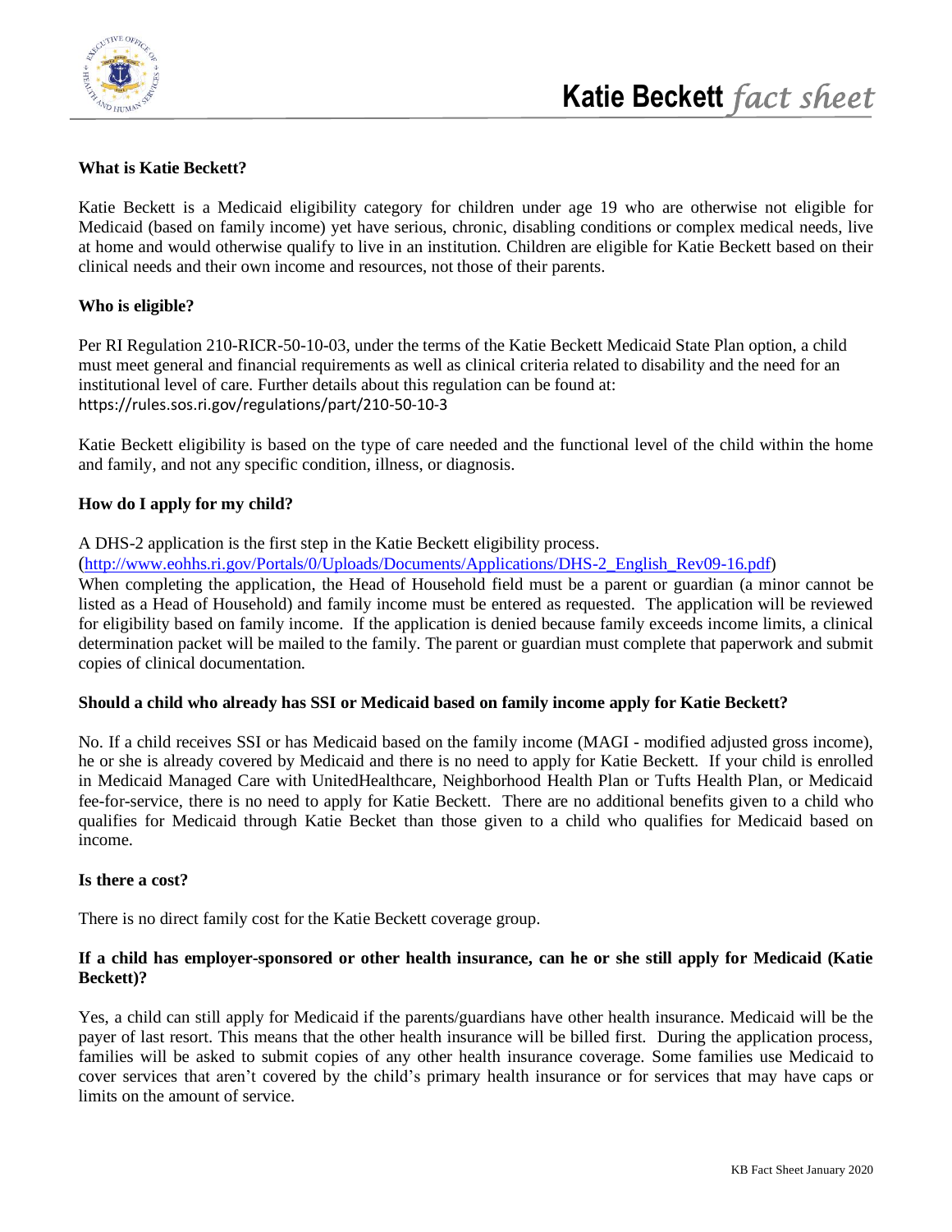# Katie Beckett *fact sheet*

**What is Katie Beckett?**

Katie Beckett is a Medicaid eligibility category for children under age 19 who are otherwise not eligible for Medicaid (based on family income) yet have serious, chronic, disabling conditions or complex medical needs, live at home and would otherwise qualify to live in an institution. Children are eligible for Katie Beckett based on their clinical needs and their own income and resources, not those of their parents.

**Who is eligible?**

Per RI Regulation 210-RICR-50-10-03, under the terms of the Katie Beckett Medicaid State Plan option, a child must meet general and financial requirements as well as clinical criteria related to disability and the need for an institutional level of care. Further details about this regulation can be found at: https://rules.sos.ri.gov/regulations/part/210-50-10-3

Katie Beckett eligibility is based on the type of care needed and the functional level of the child within the home and family, and not any specific condition, illness, or diagnosis.

**How do I apply for my child?**

A DHS-2 application is the first step in the Katie Beckett eligibility process. (http://www.eohhs.ri.gov/Portals/0/Uploads/Documents/Applications/DHS-2_English_Rev09-16.pdf)

When completing the application, the Head of Household field must be a parent or guardian (a minor cannot be listed as a Head of Household) and family income must be entered as requested. The application will be reviewed for eligibility based on family income. If the application is denied because family exceeds income limits, a clinical determination packet will be mailed to the family. The parent or guardian must complete that paperwork and submit copies of clinical documentation.

**Should a child who already has SSI or Medicaid based on family income apply for Katie Beckett?**

No. If a child receives SSI or has Medicaid based on the family income (MAGI - modified adjusted gross income), he or she is already covered by Medicaid and there is no need to apply for Katie Beckett. If your child is enrolled in Medicaid Managed Care with UnitedHealthcare, Neighborhood Health Plan or Tufts Health Plan, or Medicaid fee-for-service, there is no need to apply for Katie Beckett. There are no additional benefits given to a child who qualifies for Medicaid through Katie Becket than those given to a child who qualifies for Medicaid based on income.

**Is there a cost?**

There is no direct family cost for the Katie Beckett coverage group.

**If a child has employer-sponsored or other health insurance, can he or she still apply for Medicaid (Katie Beckett)?**

Yes, a child can still apply for Medicaid if the parents/guardians have other health insurance. Medicaid will be the payer of last resort. This means that the other health insurance will be billed first. During the application process, families will be asked to submit copies of any other health insurance coverage. Some families use Medicaid to cover services that aren't covered by the child's primary health insurance or for services that may have caps or limits on the amount of service.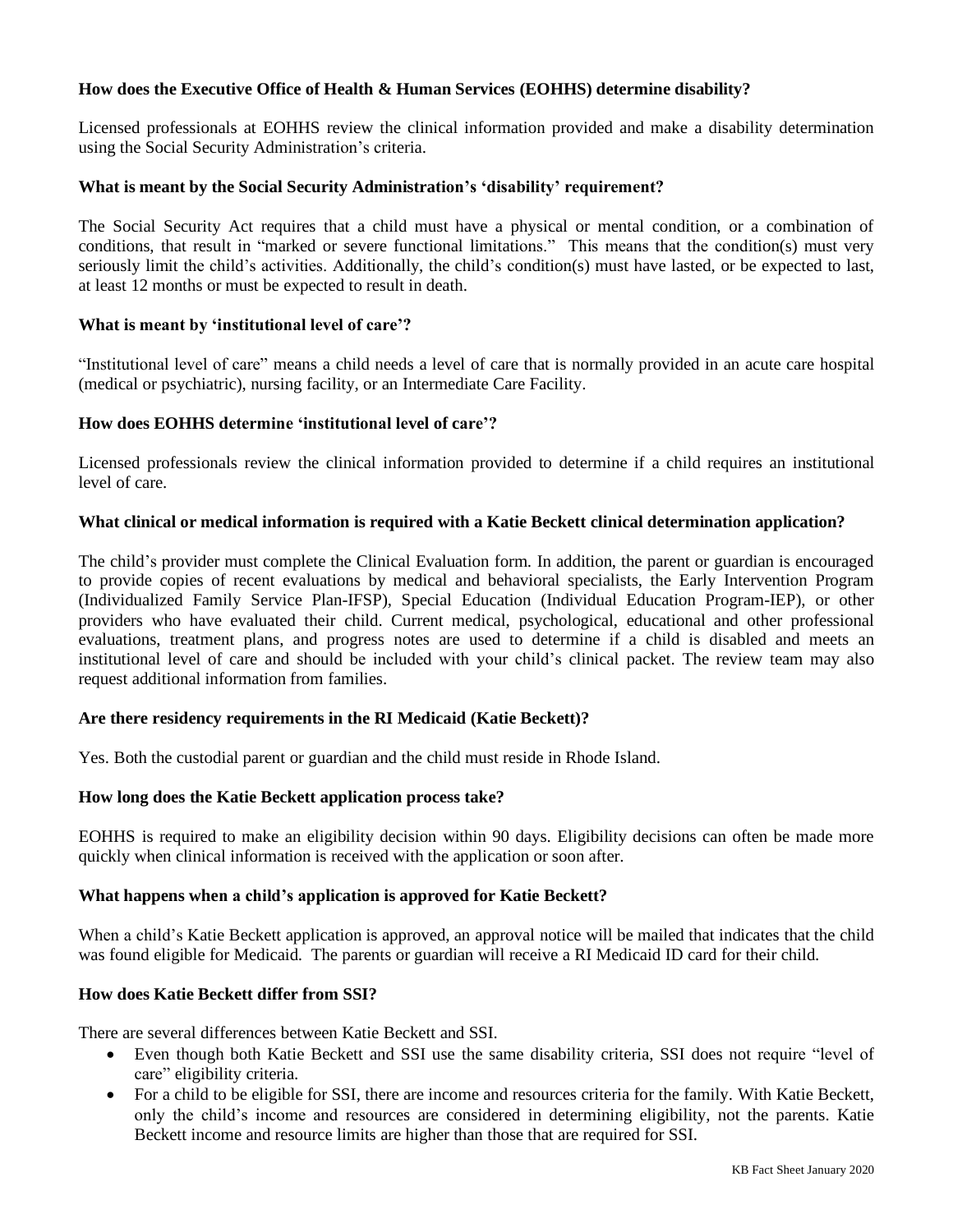**How does the Executive Office of Health & Human Services (EOHHS) determine disability?**

Licensed professionals at EOHHS review the clinical information provided and make a disability determination using the Social Security Administration's criteria.

**What is meant by the Social Security Administration's 'disability' requirement?**

The Social Security Act requires that a child must have a physical or mental condition, or a combination of conditions, that result in "marked or severe functional limitations." This means that the condition(s) must very seriously limit the child's activities. Additionally, the child's condition(s) must have lasted, or be expected to last, at least 12 months or must be expected to result in death.

**What is meant by 'institutional level of care'?**

"Institutional level of care" means a child needs a level of care that is normally provided in an acute care hospital (medical or psychiatric), nursing facility, or an Intermediate Care Facility.

**How does EOHHS determine 'institutional level of care'?**

Licensed professionals review the clinical information provided to determine if a child requires an institutional level of care.

**What clinical or medical information is required with a Katie Beckett clinical determination application?**

The child's provider must complete the Clinical Evaluation form. In addition, the parent or guardian is encouraged to provide copies of recent evaluations by medical and behavioral specialists, the Early Intervention Program (Individualized Family Service Plan-IFSP), Special Education (Individual Education Program-IEP), or other providers who have evaluated their child. Current medical, psychological, educational and other professional evaluations, treatment plans, and progress notes are used to determine if a child is disabled and meets an institutional level of care and should be included with your child's clinical packet. The review team may also request additional information from families.

**Are there residency requirements in the RI Medicaid (Katie Beckett)?**

Yes. Both the custodial parent or guardian and the child must reside in Rhode Island.

**How long does the Katie Beckett application process take?**

EOHHS is required to make an eligibility decision within 90 days. Eligibility decisions can often be made more quickly when clinical information is received with the application or soon after.

**What happens when a child's application is approved for Katie Beckett?**

When a child's Katie Beckett application is approved, an approval notice will be mailed that indicates that the child was found eligible for Medicaid. The parents or guardian will receive a RI Medicaid ID card for their child.

**How does Katie Beckett differ from SSI?**

There are several differences between Katie Beckett and SSI.

- Even though both Katie Beckett and SSI use the same disability criteria, SSI does not require "level of care" eligibility criteria.
- For a child to be eligible for SSI, there are income and resources criteria for the family. With Katie Beckett, only the child's income and resources are considered in determining eligibility, not the parents. Katie Beckett income and resource limits are higher than those that are required for SSI.

KB Fact Sheet January 2020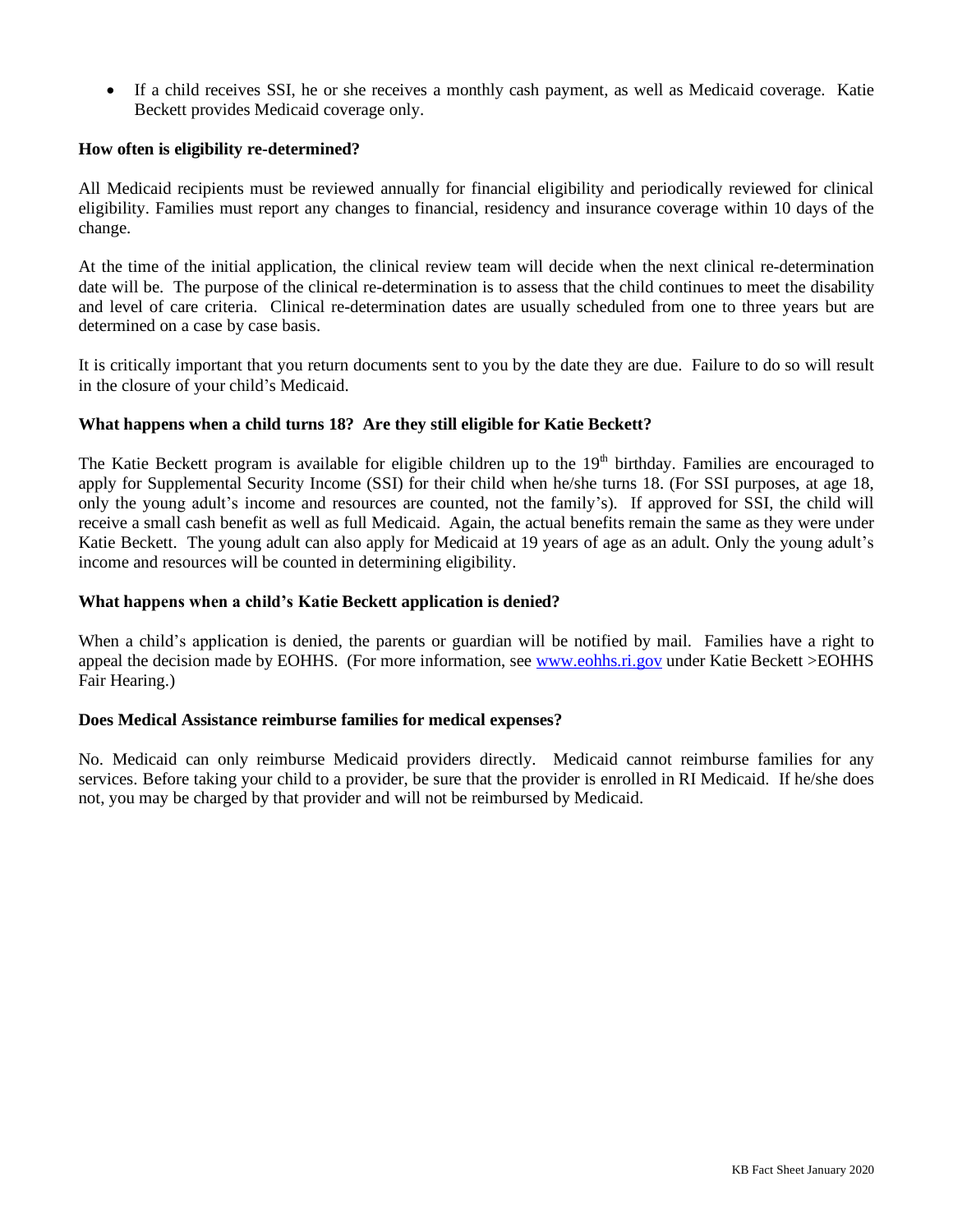- If a child receives SSI, he or she receives a monthly cash payment, as well as Medicaid coverage. Katie Beckett provides Medicaid coverage only.

**How often is eligibility re-determined?**

All Medicaid recipients must be reviewed annually for financial eligibility and periodically reviewed for clinical eligibility. Families must report any changes to financial, residency and insurance coverage within 10 days of the change.

At the time of the initial application, the clinical review team will decide when the next clinical re-determination date will be. The purpose of the clinical re-determination is to assess that the child continues to meet the disability and level of care criteria. Clinical re-determination dates are usually scheduled from one to three years but are determined on a case by case basis.

It is critically important that you return documents sent to you by the date they are due. Failure to do so will result in the closure of your child's Medicaid.

**What happens when a child turns 18? Are they still eligible for Katie Beckett?**

The Katie Beckett program is available for eligible children up to the 19th birthday. Families are encouraged to apply for Supplemental Security Income (SSI) for their child when he/she turns 18. (For SSI purposes, at age 18, only the young adult's income and resources are counted, not the family's). If approved for SSI, the child will receive a small cash benefit as well as full Medicaid. Again, the actual benefits remain the same as they were under Katie Beckett. The young adult can also apply for Medicaid at 19 years of age as an adult. Only the young adult's income and resources will be counted in determining eligibility.

**What happens when a child's Katie Beckett application is denied?**

When a child's application is denied, the parents or guardian will be notified by mail. Families have a right to appeal the decision made by EOHHS. (For more information, see [www.eohhs.ri.gov](http://www.eohhs.ri.gov) under Katie Beckett >EOHHS Fair Hearing.)

**Does Medical Assistance reimburse families for medical expenses?**

No. Medicaid can only reimburse Medicaid providers directly. Medicaid cannot reimburse families for any services. Before taking your child to a provider, be sure that the provider is enrolled in RI Medicaid. If he/she does not, you may be charged by that provider and will not be reimbursed by Medicaid.